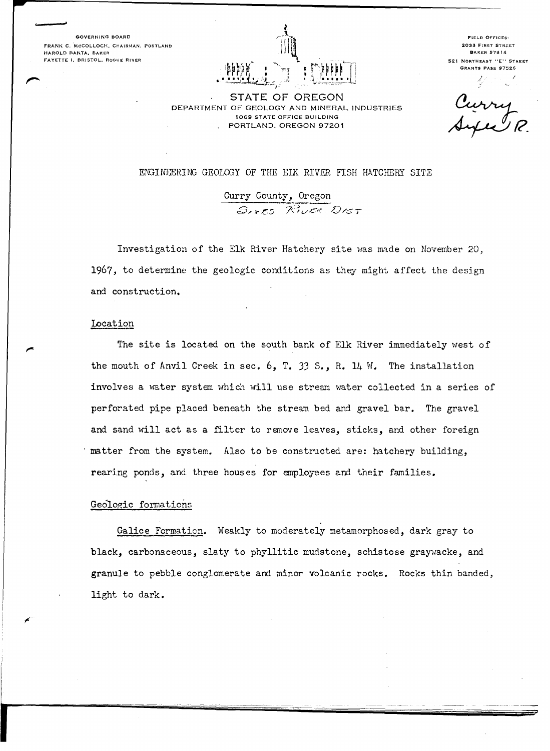GOVERNING BOARD
FRANK C. McCOLLOCH, CHAIRMAN, PORTLAND
HAROLD BANTA, BAKER
FAYETTE I. BRISTOL, ROGUE RIVER

FIELD OFFICES:
2033 FIRST STREET
BAKER 97814
521 NORTHEAST "E" STREET
GRANTS PASS 97526

STATE OF OREGON
DEPARTMENT OF GEOLOGY AND MINERAL INDUSTRIES
1069 STATE OFFICE BUILDING
PORTLAND, OREGON 97201

Curry
Sixes R.

# ENGINEERING GEOLOGY OF THE ELK RIVER FISH HATCHERY SITE

Curry County, Oregon

SIXES RIVER DIST

Investigation of the Elk River Hatchery site was made on November 20, 1967, to determine the geologic conditions as they might affect the design and construction.

## Location

The site is located on the south bank of Elk River immediately west of the mouth of Anvil Creek in sec. 6, T. 33 S., R. 14 W. The installation involves a water system which will use stream water collected in a series of perforated pipe placed beneath the stream bed and gravel bar. The gravel and sand will act as a filter to remove leaves, sticks, and other foreign matter from the system. Also to be constructed are: hatchery building, rearing ponds, and three houses for employees and their families.

## Geologic formations

Galice Formation. Weakly to moderately metamorphosed, dark gray to black, carbonaceous, slaty to phyllitic mudstone, schistose graywacke, and granule to pebble conglomerate and minor volcanic rocks. Rocks thin banded, light to dark.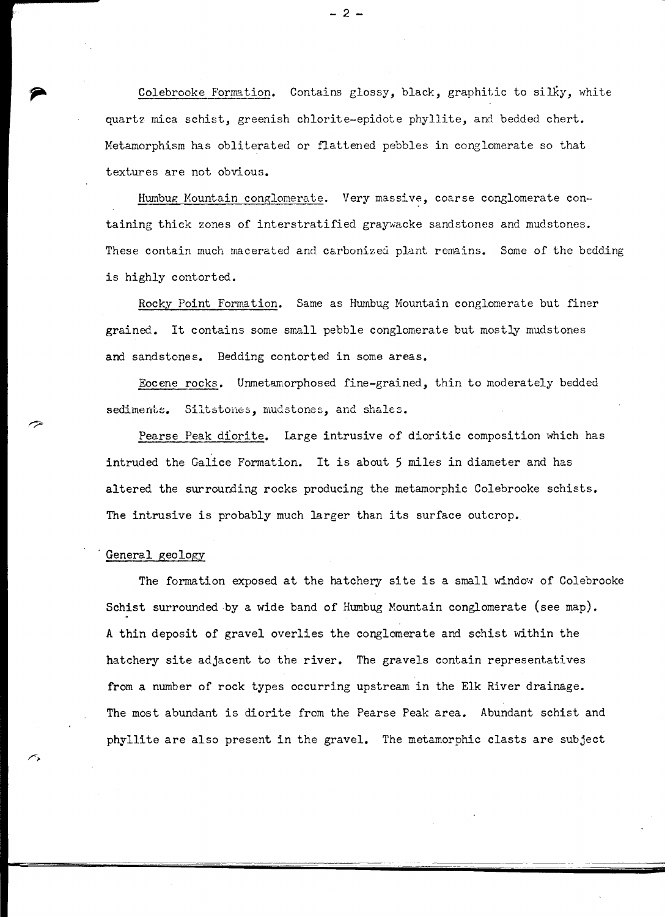Colebrooke Formation. Contains glossy, black, graphitic to silky, white quartz mica schist, greenish chlorite-epidote phyllite, and bedded chert. Metamorphism has obliterated or flattened pebbles in conglomerate so that textures are not obvious.

Humbug Mountain conglomerate. Very massive, coarse conglomerate containing thick zones of interstratified graywacke sandstones and mudstones. These contain much macerated and carbonized plant remains. Some of the bedding is highly contorted.

Rocky Point Formation. Same as Humbug Mountain conglomerate but finer grained. It contains some small pebble conglomerate but mostly mudstones and sandstones. Bedding contorted in some areas.

Eocene rocks. Unmetamorphosed fine-grained, thin to moderately bedded sediments. Siltstones, mudstones, and shales.

Pearse Peak diorite. Large intrusive of dioritic composition which has intruded the Galice Formation. It is about 5 miles in diameter and has altered the surrounding rocks producing the metamorphic Colebrooke schists. The intrusive is probably much larger than its surface outcrop.

## General geology

The formation exposed at the hatchery site is a small window of Colebrooke Schist surrounded by a wide band of Humbug Mountain conglomerate (see map). A thin deposit of gravel overlies the conglomerate and schist within the hatchery site adjacent to the river. The gravels contain representatives from a number of rock types occurring upstream in the Elk River drainage. The most abundant is diorite from the Pearse Peak area. Abundant schist and phyllite are also present in the gravel. The metamorphic clasts are subject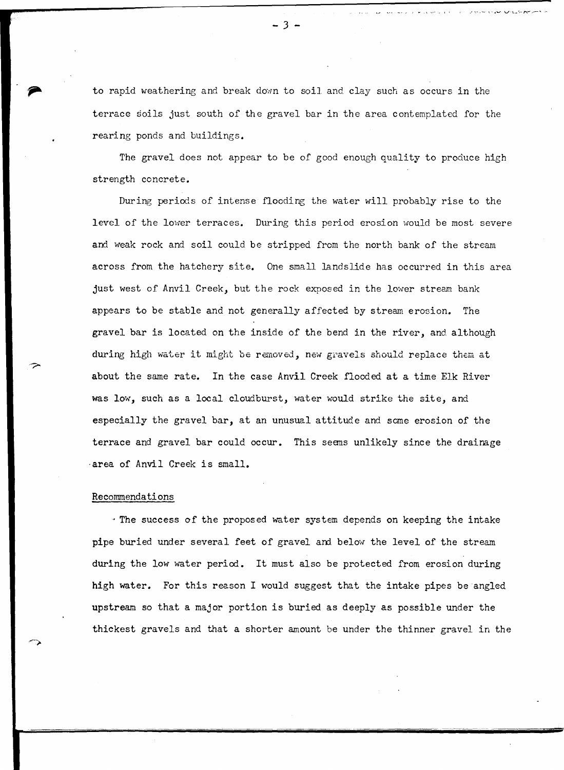to rapid weathering and break down to soil and clay such as occurs in the terrace soils just south of the gravel bar in the area contemplated for the rearing ponds and buildings.

The gravel does not appear to be of good enough quality to produce high strength concrete.

During periods of intense flooding the water will probably rise to the level of the lower terraces. During this period erosion would be most severe and weak rock and soil could be stripped from the north bank of the stream across from the hatchery site. One small landslide has occurred in this area just west of Anvil Creek, but the rock exposed in the lower stream bank appears to be stable and not generally affected by stream erosion. The gravel bar is located on the inside of the bend in the river, and although during high water it might be removed, new gravels should replace them at about the same rate. In the case Anvil Creek flooded at a time Elk River was low, such as a local cloudburst, water would strike the site, and especially the gravel bar, at an unusual attitude and some erosion of the terrace and gravel bar could occur. This seems unlikely since the drainage area of Anvil Creek is small.

## Recommendations

The success of the proposed water system depends on keeping the intake pipe buried under several feet of gravel and below the level of the stream during the low water period. It must also be protected from erosion during high water. For this reason I would suggest that the intake pipes be angled upstream so that a major portion is buried as deeply as possible under the thickest gravels and that a shorter amount be under the thinner gravel in the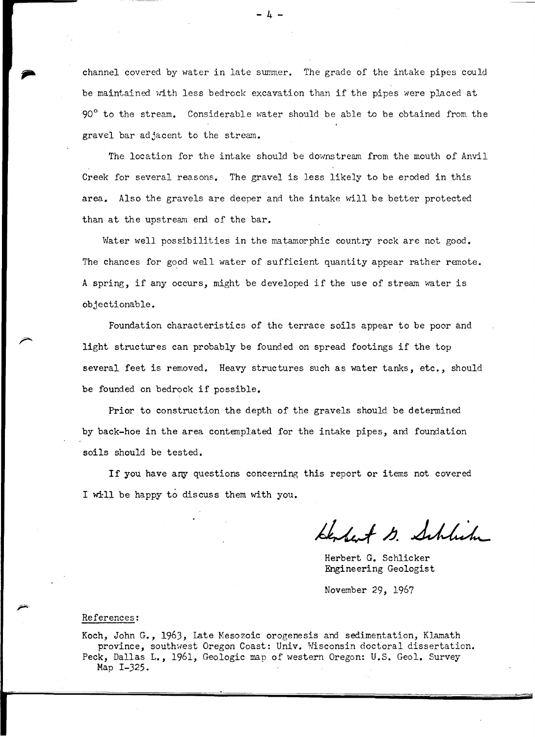channel covered by water in late summer. The grade of the intake pipes could be maintained with less bedrock excavation than if the pipes were placed at 90° to the stream. Considerable water should be able to be obtained from the gravel bar adjacent to the stream.

The location for the intake should be downstream from the mouth of Anvil Creek for several reasons. The gravel is less likely to be eroded in this area. Also the gravels are deeper and the intake will be better protected than at the upstream end of the bar.

Water well possibilities in the matamorphic country rock are not good. The chances for good well water of sufficient quantity appear rather remote. A spring, if any occurs, might be developed if the use of stream water is objectionable.

Foundation characteristics of the terrace soils appear to be poor and light structures can probably be founded on spread footings if the top several feet is removed. Heavy structures such as water tanks, etc., should be founded on bedrock if possible.

Prior to construction the depth of the gravels should be determined by back-hoe in the area contemplated for the intake pipes, and foundation soils should be tested.

If you have any questions concerning this report or items not covered I will be happy to discuss them with you.

Herbert G. Schlicker
Engineering Geologist

November 29, 1967

References:

Koch, John G., 1963, Late Mesozoic orogenesis and sedimentation, Klamath province, southwest Oregon Coast: Univ. Wisconsin doctoral dissertation.
Peck, Dallas L., 1961, Geologic map of western Oregon: U.S. Geol. Survey Map I-325.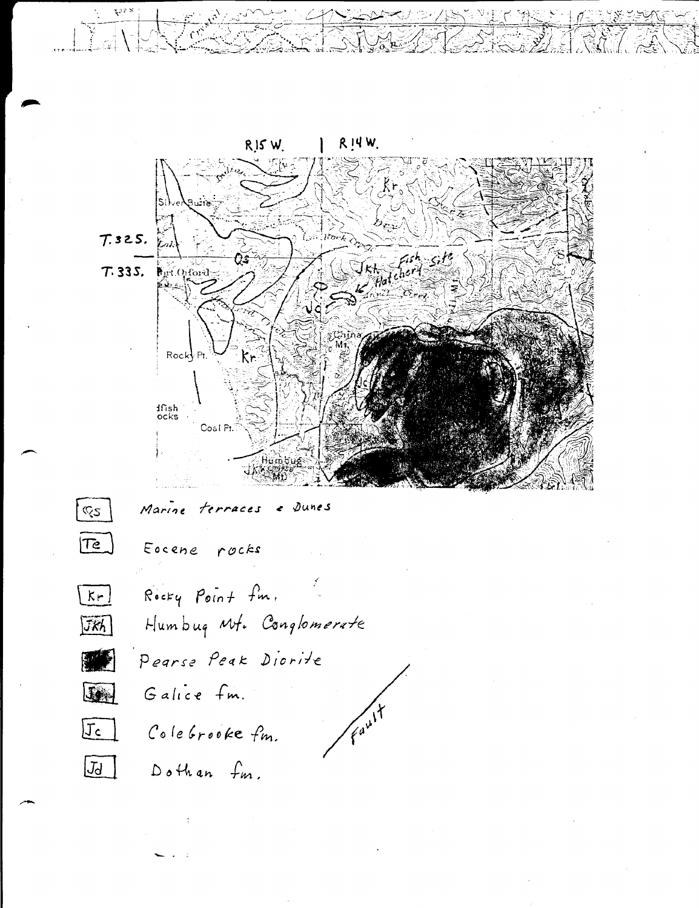R15 W. | R14 W.

T.32S.

T.33S.

Qs

Kr

Jkh Fish Hatchery Site

Jc

Kr

Rocky Pt.

Coal Pt.

Humbug Mt.

Jc

Qs — Marine terraces & Dunes

Te — Eocene rocks

Kr — Rocky Point fm.

JKh — Humbug Mt. Conglomerate

Pearse Peak Diorite

Jg — Galice fm.

Jc — Colebrooke fm.

Jd — Dothan fm.

Fault